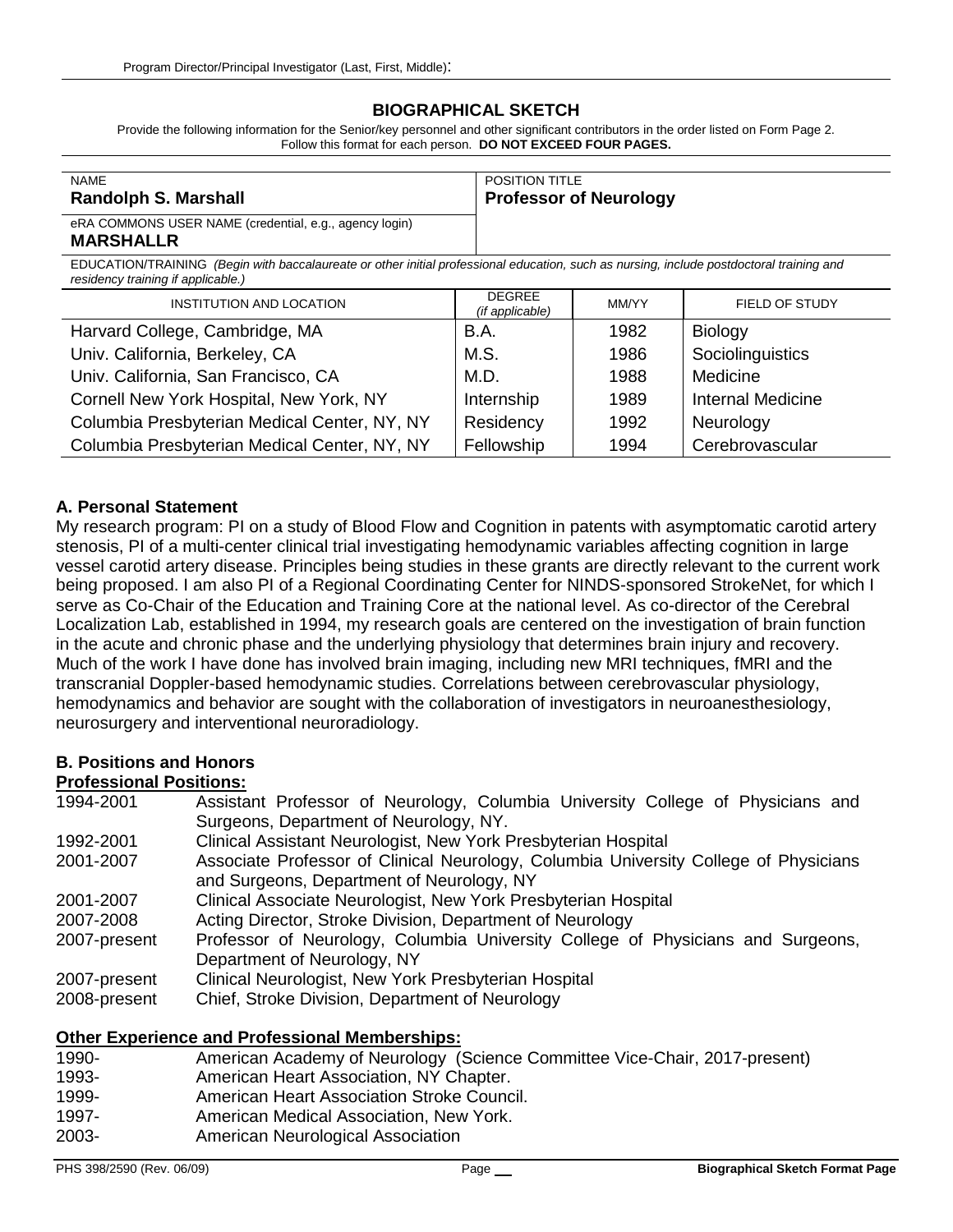Program Director/Principal Investigator (Last, First, Middle):

# BIOGRAPHICAL SKETCH

Provide the following information for the Senior/key personnel and other significant contributors in the order listed on Form Page 2.
Follow this format for each person. **DO NOT EXCEED FOUR PAGES.**

| NAME | POSITION TITLE |
|---|---|
| **Randolph S. Marshall** | **Professor of Neurology** |
| eRA COMMONS USER NAME (credential, e.g., agency login) **MARSHALLR** | |

EDUCATION/TRAINING *(Begin with baccalaureate or other initial professional education, such as nursing, include postdoctoral training and residency training if applicable.)*

| INSTITUTION AND LOCATION | DEGREE *(if applicable)* | MM/YY | FIELD OF STUDY |
|---|---|---|---|
| Harvard College, Cambridge, MA | B.A. | 1982 | Biology |
| Univ. California, Berkeley, CA | M.S. | 1986 | Sociolinguistics |
| Univ. California, San Francisco, CA | M.D. | 1988 | Medicine |
| Cornell New York Hospital, New York, NY | Internship | 1989 | Internal Medicine |
| Columbia Presbyterian Medical Center, NY, NY | Residency | 1992 | Neurology |
| Columbia Presbyterian Medical Center, NY, NY | Fellowship | 1994 | Cerebrovascular |

## A. Personal Statement

My research program: PI on a study of Blood Flow and Cognition in patents with asymptomatic carotid artery stenosis, PI of a multi-center clinical trial investigating hemodynamic variables affecting cognition in large vessel carotid artery disease. Principles being studies in these grants are directly relevant to the current work being proposed. I am also PI of a Regional Coordinating Center for NINDS-sponsored StrokeNet, for which I serve as Co-Chair of the Education and Training Core at the national level. As co-director of the Cerebral Localization Lab, established in 1994, my research goals are centered on the investigation of brain function in the acute and chronic phase and the underlying physiology that determines brain injury and recovery. Much of the work I have done has involved brain imaging, including new MRI techniques, fMRI and the transcranial Doppler-based hemodynamic studies. Correlations between cerebrovascular physiology, hemodynamics and behavior are sought with the collaboration of investigators in neuroanesthesiology, neurosurgery and interventional neuroradiology.

## B. Positions and Honors

### Professional Positions:

| | |
|---|---|
| 1994-2001 | Assistant Professor of Neurology, Columbia University College of Physicians and Surgeons, Department of Neurology, NY. |
| 1992-2001 | Clinical Assistant Neurologist, New York Presbyterian Hospital |
| 2001-2007 | Associate Professor of Clinical Neurology, Columbia University College of Physicians and Surgeons, Department of Neurology, NY |
| 2001-2007 | Clinical Associate Neurologist, New York Presbyterian Hospital |
| 2007-2008 | Acting Director, Stroke Division, Department of Neurology |
| 2007-present | Professor of Neurology, Columbia University College of Physicians and Surgeons, Department of Neurology, NY |
| 2007-present | Clinical Neurologist, New York Presbyterian Hospital |
| 2008-present | Chief, Stroke Division, Department of Neurology |

### Other Experience and Professional Memberships:

| | |
|---|---|
| 1990- | American Academy of Neurology (Science Committee Vice-Chair, 2017-present) |
| 1993- | American Heart Association, NY Chapter. |
| 1999- | American Heart Association Stroke Council. |
| 1997- | American Medical Association, New York. |
| 2003- | American Neurological Association |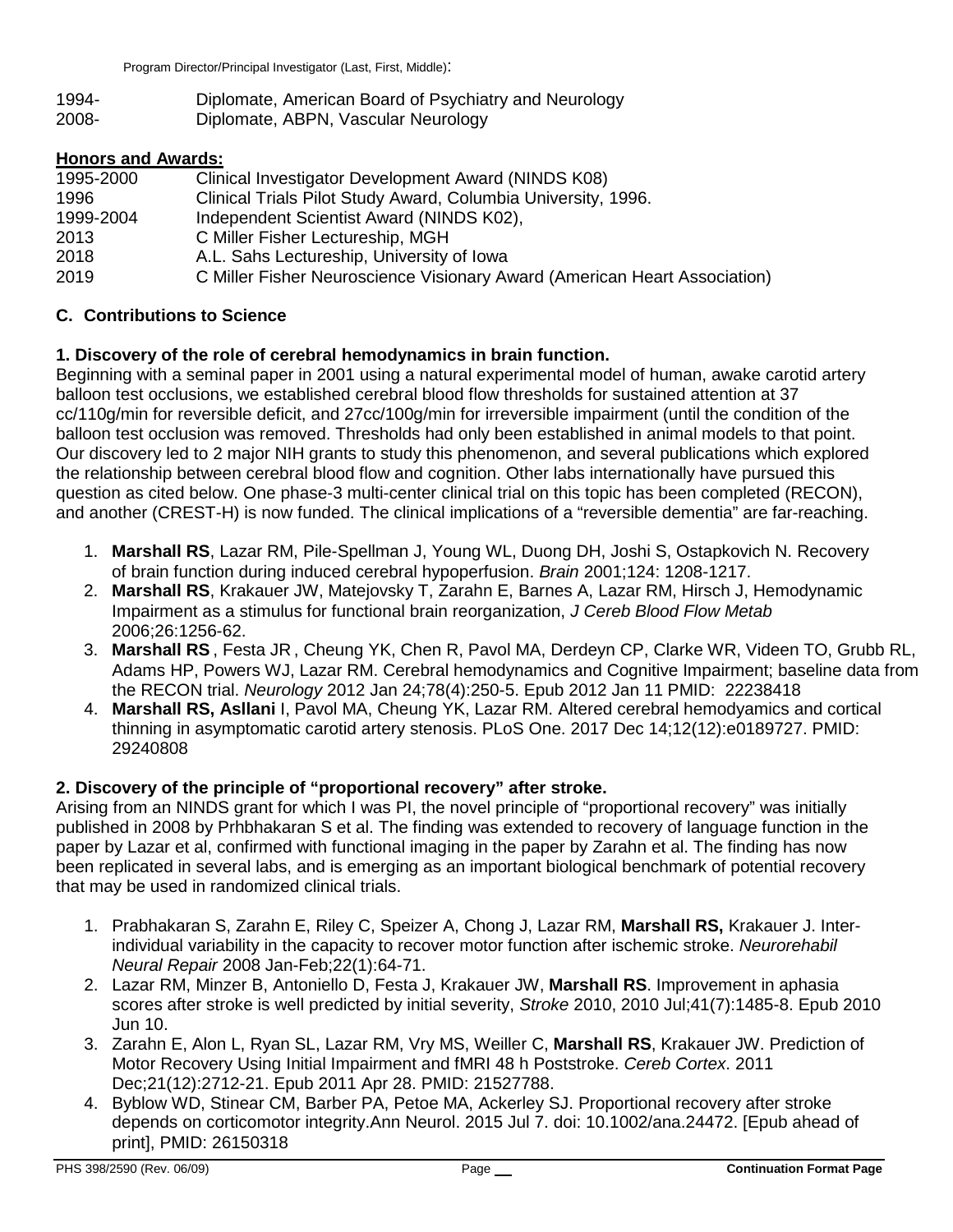| | |
|---|---|
| 1994- | Diplomate, American Board of Psychiatry and Neurology |
| 2008- | Diplomate, ABPN, Vascular Neurology |

**Honors and Awards:**

| | |
|---|---|
| 1995-2000 | Clinical Investigator Development Award (NINDS K08) |
| 1996 | Clinical Trials Pilot Study Award, Columbia University, 1996. |
| 1999-2004 | Independent Scientist Award (NINDS K02), |
| 2013 | C Miller Fisher Lectureship, MGH |
| 2018 | A.L. Sahs Lectureship, University of Iowa |
| 2019 | C Miller Fisher Neuroscience Visionary Award (American Heart Association) |

## C. Contributions to Science

### 1. Discovery of the role of cerebral hemodynamics in brain function.

Beginning with a seminal paper in 2001 using a natural experimental model of human, awake carotid artery balloon test occlusions, we established cerebral blood flow thresholds for sustained attention at 37 cc/110g/min for reversible deficit, and 27cc/100g/min for irreversible impairment (until the condition of the balloon test occlusion was removed. Thresholds had only been established in animal models to that point. Our discovery led to 2 major NIH grants to study this phenomenon, and several publications which explored the relationship between cerebral blood flow and cognition. Other labs internationally have pursued this question as cited below. One phase-3 multi-center clinical trial on this topic has been completed (RECON), and another (CREST-H) is now funded. The clinical implications of a "reversible dementia" are far-reaching.

1. **Marshall RS**, Lazar RM, Pile-Spellman J, Young WL, Duong DH, Joshi S, Ostapkovich N. Recovery of brain function during induced cerebral hypoperfusion. *Brain* 2001;124: 1208-1217.
2. **Marshall RS**, Krakauer JW, Matejovsky T, Zarahn E, Barnes A, Lazar RM, Hirsch J, Hemodynamic Impairment as a stimulus for functional brain reorganization, *J Cereb Blood Flow Metab* 2006;26:1256-62.
3. **Marshall RS** , Festa JR , Cheung YK, Chen R, Pavol MA, Derdeyn CP, Clarke WR, Videen TO, Grubb RL, Adams HP, Powers WJ, Lazar RM. Cerebral hemodynamics and Cognitive Impairment; baseline data from the RECON trial. *Neurology* 2012 Jan 24;78(4):250-5. Epub 2012 Jan 11 PMID: 22238418
4. **Marshall RS, Asllani** I, Pavol MA, Cheung YK, Lazar RM. Altered cerebral hemodyamics and cortical thinning in asymptomatic carotid artery stenosis. PLoS One. 2017 Dec 14;12(12):e0189727. PMID: 29240808

### 2. Discovery of the principle of "proportional recovery" after stroke.

Arising from an NINDS grant for which I was PI, the novel principle of "proportional recovery" was initially published in 2008 by Prhbhakaran S et al. The finding was extended to recovery of language function in the paper by Lazar et al, confirmed with functional imaging in the paper by Zarahn et al. The finding has now been replicated in several labs, and is emerging as an important biological benchmark of potential recovery that may be used in randomized clinical trials.

1. Prabhakaran S, Zarahn E, Riley C, Speizer A, Chong J, Lazar RM, **Marshall RS,** Krakauer J. Inter-individual variability in the capacity to recover motor function after ischemic stroke. *Neurorehabil Neural Repair* 2008 Jan-Feb;22(1):64-71.
2. Lazar RM, Minzer B, Antoniello D, Festa J, Krakauer JW, **Marshall RS**. Improvement in aphasia scores after stroke is well predicted by initial severity, *Stroke* 2010, 2010 Jul;41(7):1485-8. Epub 2010 Jun 10.
3. Zarahn E, Alon L, Ryan SL, Lazar RM, Vry MS, Weiller C, **Marshall RS**, Krakauer JW. Prediction of Motor Recovery Using Initial Impairment and fMRI 48 h Poststroke. *Cereb Cortex*. 2011 Dec;21(12):2712-21. Epub 2011 Apr 28. PMID: 21527788.
4. Byblow WD, Stinear CM, Barber PA, Petoe MA, Ackerley SJ. Proportional recovery after stroke depends on corticomotor integrity.Ann Neurol. 2015 Jul 7. doi: 10.1002/ana.24472. [Epub ahead of print], PMID: 26150318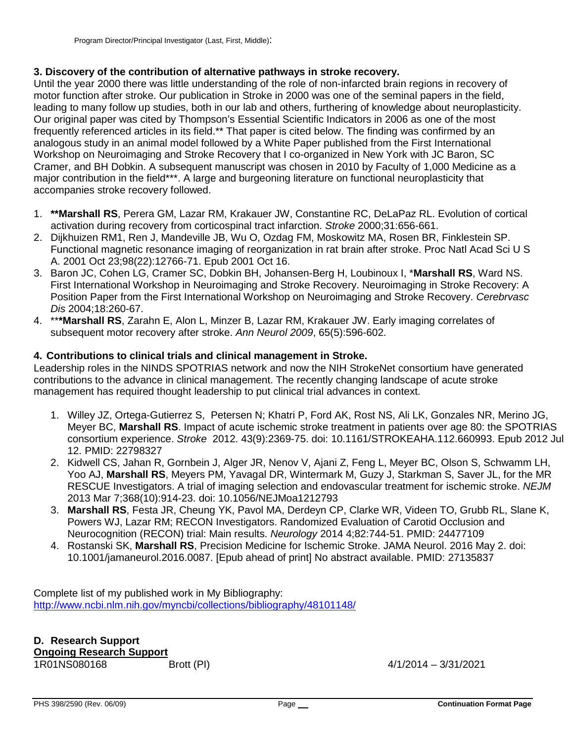### 3. Discovery of the contribution of alternative pathways in stroke recovery.

Until the year 2000 there was little understanding of the role of non-infarcted brain regions in recovery of motor function after stroke. Our publication in Stroke in 2000 was one of the seminal papers in the field, leading to many follow up studies, both in our lab and others, furthering of knowledge about neuroplasticity. Our original paper was cited by Thompson's Essential Scientific Indicators in 2006 as one of the most frequently referenced articles in its field.** That paper is cited below. The finding was confirmed by an analogous study in an animal model followed by a White Paper published from the First International Workshop on Neuroimaging and Stroke Recovery that I co-organized in New York with JC Baron, SC Cramer, and BH Dobkin. A subsequent manuscript was chosen in 2010 by Faculty of 1,000 Medicine as a major contribution in the field***. A large and burgeoning literature on functional neuroplasticity that accompanies stroke recovery followed.

1. **\*\*Marshall RS**, Perera GM, Lazar RM, Krakauer JW, Constantine RC, DeLaPaz RL. Evolution of cortical activation during recovery from corticospinal tract infarction. *Stroke* 2000;31:656-661.
2. Dijkhuizen RM1, Ren J, Mandeville JB, Wu O, Ozdag FM, Moskowitz MA, Rosen BR, Finklestein SP. Functional magnetic resonance imaging of reorganization in rat brain after stroke. Proc Natl Acad Sci U S A. 2001 Oct 23;98(22):12766-71. Epub 2001 Oct 16.
3. Baron JC, Cohen LG, Cramer SC, Dobkin BH, Johansen-Berg H, Loubinoux I, ***Marshall RS**, Ward NS. First International Workshop in Neuroimaging and Stroke Recovery. Neuroimaging in Stroke Recovery: A Position Paper from the First International Workshop on Neuroimaging and Stroke Recovery. *Cerebrvasc Dis* 2004;18:260-67.
4. \*\*\***Marshall RS**, Zarahn E, Alon L, Minzer B, Lazar RM, Krakauer JW. Early imaging correlates of subsequent motor recovery after stroke. *Ann Neurol 2009*, 65(5):596-602.

### 4. Contributions to clinical trials and clinical management in Stroke.

Leadership roles in the NINDS SPOTRIAS network and now the NIH StrokeNet consortium have generated contributions to the advance in clinical management. The recently changing landscape of acute stroke management has required thought leadership to put clinical trial advances in context.

1. Willey JZ, Ortega-Gutierrez S, Petersen N; Khatri P, Ford AK, Rost NS, Ali LK, Gonzales NR, Merino JG, Meyer BC, **Marshall RS**. Impact of acute ischemic stroke treatment in patients over age 80: the SPOTRIAS consortium experience. *Stroke* 2012. 43(9):2369-75. doi: 10.1161/STROKEAHA.112.660993. Epub 2012 Jul 12. PMID: 22798327
2. Kidwell CS, Jahan R, Gornbein J, Alger JR, Nenov V, Ajani Z, Feng L, Meyer BC, Olson S, Schwamm LH, Yoo AJ, **Marshall RS**, Meyers PM, Yavagal DR, Wintermark M, Guzy J, Starkman S, Saver JL, for the MR RESCUE Investigators. A trial of imaging selection and endovascular treatment for ischemic stroke. *NEJM* 2013 Mar 7;368(10):914-23. doi: 10.1056/NEJMoa1212793
3. **Marshall RS**, Festa JR, Cheung YK, Pavol MA, Derdeyn CP, Clarke WR, Videen TO, Grubb RL, Slane K, Powers WJ, Lazar RM; RECON Investigators. Randomized Evaluation of Carotid Occlusion and Neurocognition (RECON) trial: Main results. *Neurology* 2014 4;82:744-51. PMID: 24477109
4. Rostanski SK, **Marshall RS**, Precision Medicine for Ischemic Stroke. JAMA Neurol. 2016 May 2. doi: 10.1001/jamaneurol.2016.0087. [Epub ahead of print] No abstract available. PMID: 27135837

Complete list of my published work in My Bibliography:
http://www.ncbi.nlm.nih.gov/myncbi/collections/bibliography/48101148/

## D. Research Support

**Ongoing Research Support**

1R01NS080168 Brott (PI) 4/1/2014 – 3/31/2021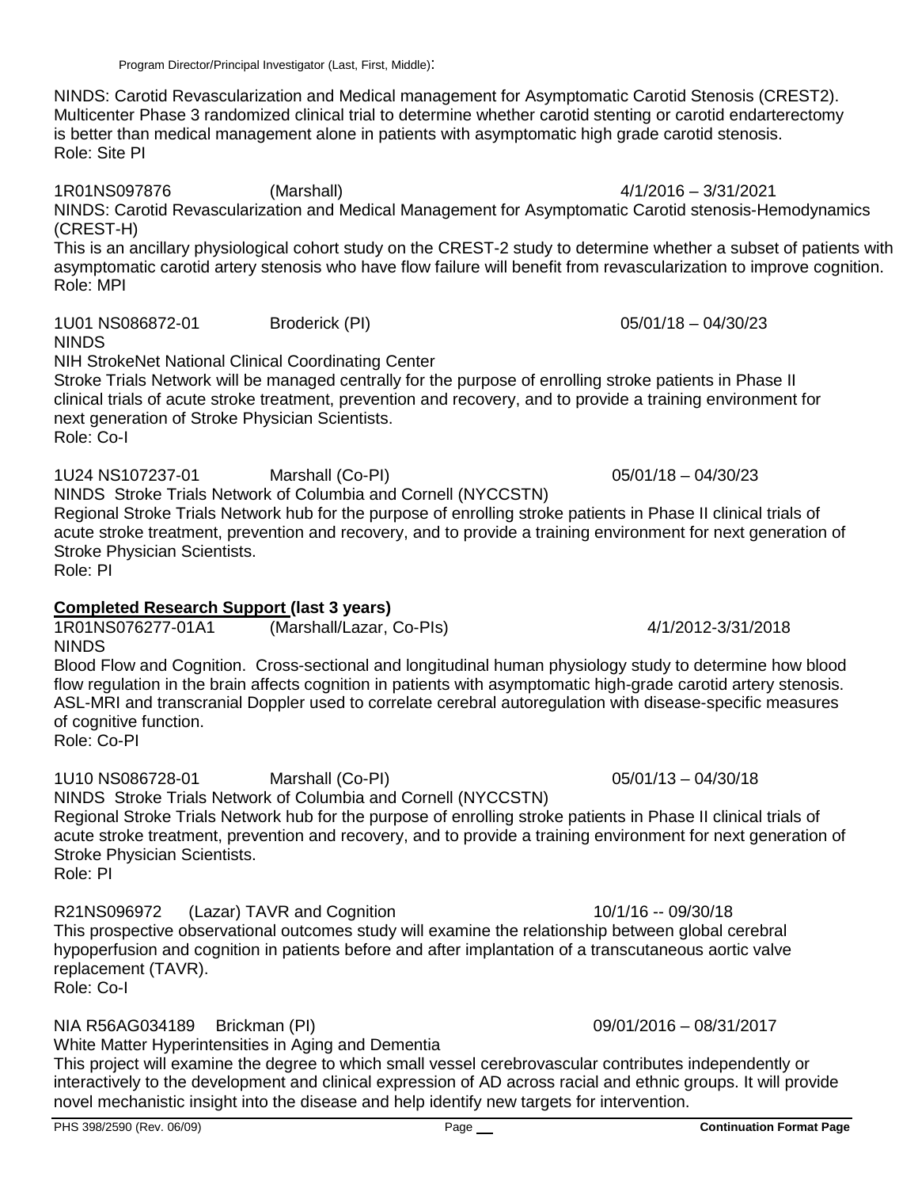NINDS: Carotid Revascularization and Medical management for Asymptomatic Carotid Stenosis (CREST2). Multicenter Phase 3 randomized clinical trial to determine whether carotid stenting or carotid endarterectomy is better than medical management alone in patients with asymptomatic high grade carotid stenosis.
Role: Site PI

1R01NS097876 (Marshall) 4/1/2016 – 3/31/2021
NINDS: Carotid Revascularization and Medical Management for Asymptomatic Carotid stenosis-Hemodynamics (CREST-H)
This is an ancillary physiological cohort study on the CREST-2 study to determine whether a subset of patients with asymptomatic carotid artery stenosis who have flow failure will benefit from revascularization to improve cognition.
Role: MPI

1U01 NS086872-01 Broderick (PI) 05/01/18 – 04/30/23
NINDS
NIH StrokeNet National Clinical Coordinating Center
Stroke Trials Network will be managed centrally for the purpose of enrolling stroke patients in Phase II clinical trials of acute stroke treatment, prevention and recovery, and to provide a training environment for next generation of Stroke Physician Scientists.
Role: Co-I

1U24 NS107237-01 Marshall (Co-PI) 05/01/18 – 04/30/23
NINDS Stroke Trials Network of Columbia and Cornell (NYCCSTN)
Regional Stroke Trials Network hub for the purpose of enrolling stroke patients in Phase II clinical trials of acute stroke treatment, prevention and recovery, and to provide a training environment for next generation of Stroke Physician Scientists.
Role: PI

**Completed Research Support (last 3 years)**
1R01NS076277-01A1 (Marshall/Lazar, Co-PIs) 4/1/2012-3/31/2018
NINDS
Blood Flow and Cognition. Cross-sectional and longitudinal human physiology study to determine how blood flow regulation in the brain affects cognition in patients with asymptomatic high-grade carotid artery stenosis. ASL-MRI and transcranial Doppler used to correlate cerebral autoregulation with disease-specific measures of cognitive function.
Role: Co-PI

1U10 NS086728-01 Marshall (Co-PI) 05/01/13 – 04/30/18
NINDS Stroke Trials Network of Columbia and Cornell (NYCCSTN)
Regional Stroke Trials Network hub for the purpose of enrolling stroke patients in Phase II clinical trials of acute stroke treatment, prevention and recovery, and to provide a training environment for next generation of Stroke Physician Scientists.
Role: PI

R21NS096972 (Lazar) TAVR and Cognition 10/1/16 -- 09/30/18
This prospective observational outcomes study will examine the relationship between global cerebral hypoperfusion and cognition in patients before and after implantation of a transcutaneous aortic valve replacement (TAVR).
Role: Co-I

NIA R56AG034189 Brickman (PI) 09/01/2016 – 08/31/2017
White Matter Hyperintensities in Aging and Dementia
This project will examine the degree to which small vessel cerebrovascular contributes independently or interactively to the development and clinical expression of AD across racial and ethnic groups. It will provide novel mechanistic insight into the disease and help identify new targets for intervention.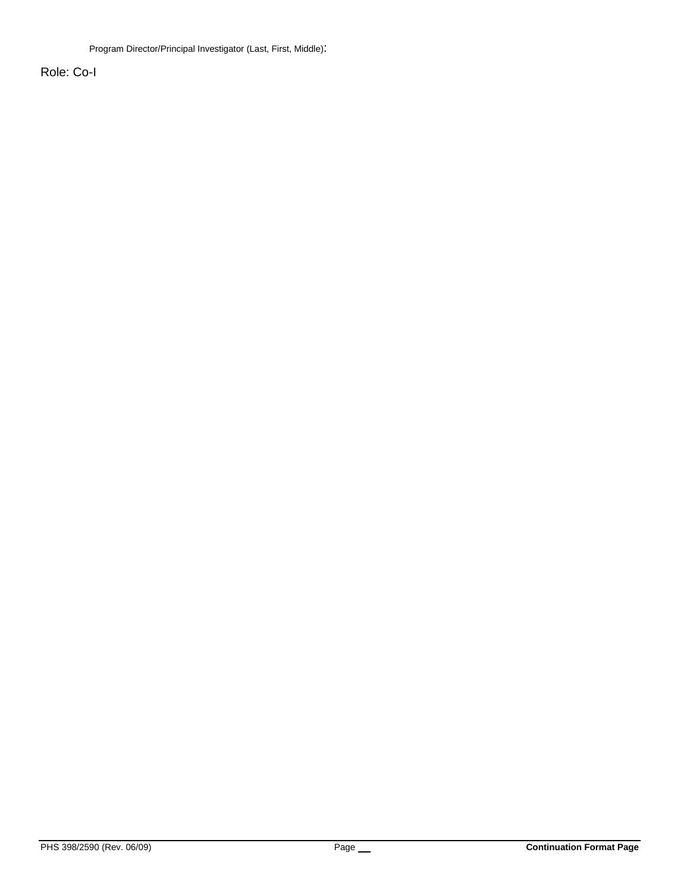Role: Co-I